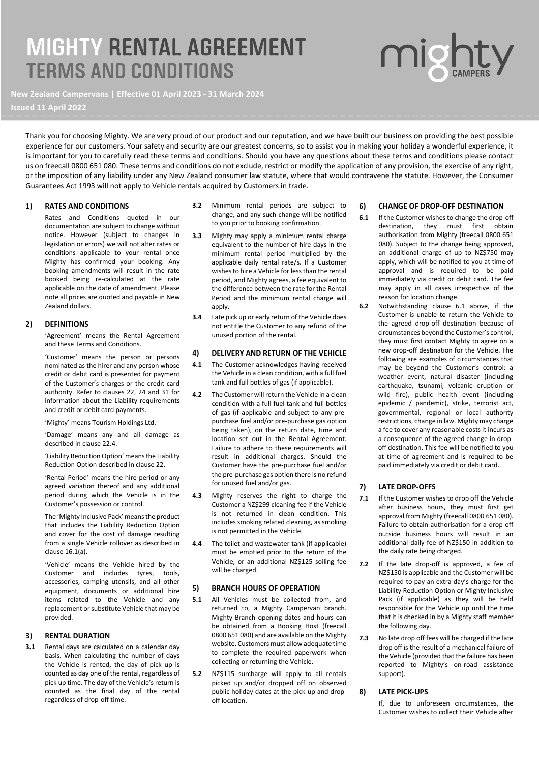# MIGHTY RENTAL AGREEMENT TERMS AND CONDITIONS

**New Zealand Campervans | Effective 01 April 2023 - 31 March 2024**

**Issued 11 April 2022**

Thank you for choosing Mighty. We are very proud of our product and our reputation, and we have built our business on providing the best possible experience for our customers. Your safety and security are our greatest concerns, so to assist you in making your holiday a wonderful experience, it is important for you to carefully read these terms and conditions. Should you have any questions about these terms and conditions please contact us on freecall 0800 651 080. These terms and conditions do not exclude, restrict or modify the application of any provision, the exercise of any right, or the imposition of any liability under any New Zealand consumer law statute, where that would contravene the statute. However, the Consumer Guarantees Act 1993 will not apply to Vehicle rentals acquired by Customers in trade.

## 1) RATES AND CONDITIONS

Rates and Conditions quoted in our documentation are subject to change without notice. However (subject to changes in legislation or errors) we will not alter rates or conditions applicable to your rental once Mighty has confirmed your booking. Any booking amendments will result in the rate booked being re-calculated at the rate applicable on the date of amendment. Please note all prices are quoted and payable in New Zealand dollars.

## 2) DEFINITIONS

'Agreement' means the Rental Agreement and these Terms and Conditions.

'Customer' means the person or persons nominated as the hirer and any person whose credit or debit card is presented for payment of the Customer's charges or the credit card authority. Refer to clauses 22, 24 and 31 for information about the Liability requirements and credit or debit card payments.

'Mighty' means Tourism Holdings Ltd.

'Damage' means any and all damage as described in clause 22.4.

'Liability Reduction Option' means the Liability Reduction Option described in clause 22.

'Rental Period' means the hire period or any agreed variation thereof and any additional period during which the Vehicle is in the Customer's possession or control.

The 'Mighty Inclusive Pack' means the product that includes the Liability Reduction Option and cover for the cost of damage resulting from a single Vehicle rollover as described in clause 16.1(a).

'Vehicle' means the Vehicle hired by the Customer and includes tyres, tools, accessories, camping utensils, and all other equipment, documents or additional hire items related to the Vehicle and any replacement or substitute Vehicle that may be provided.

## 3) RENTAL DURATION

**3.1** Rental days are calculated on a calendar day basis. When calculating the number of days the Vehicle is rented, the day of pick up is counted as day one of the rental, regardless of pick up time. The day of the Vehicle's return is counted as the final day of the rental regardless of drop-off time.

**3.2** Minimum rental periods are subject to change, and any such change will be notified to you prior to booking confirmation.

**3.3** Mighty may apply a minimum rental charge equivalent to the number of hire days in the minimum rental period multiplied by the applicable daily rental rate/s. If a Customer wishes to hire a Vehicle for less than the rental period, and Mighty agrees, a fee equivalent to the difference between the rate for the Rental Period and the minimum rental charge will apply.

**3.4** Late pick up or early return of the Vehicle does not entitle the Customer to any refund of the unused portion of the rental.

## 4) DELIVERY AND RETURN OF THE VEHICLE

**4.1** The Customer acknowledges having received the Vehicle in a clean condition, with a full fuel tank and full bottles of gas (if applicable).

**4.2** The Customer will return the Vehicle in a clean condition with a full fuel tank and full bottles of gas (if applicable and subject to any pre-purchase fuel and/or pre-purchase gas option being taken), on the return date, time and location set out in the Rental Agreement. Failure to adhere to these requirements will result in additional charges. Should the Customer have the pre-purchase fuel and/or the pre-purchase gas option there is no refund for unused fuel and/or gas.

**4.3** Mighty reserves the right to charge the Customer a NZ$299 cleaning fee if the Vehicle is not returned in clean condition. This includes smoking related cleaning, as smoking is not permitted in the Vehicle.

**4.4** The toilet and wastewater tank (if applicable) must be emptied prior to the return of the Vehicle, or an additional NZ$125 soiling fee will be charged.

## 5) BRANCH HOURS OF OPERATION

**5.1** All Vehicles must be collected from, and returned to, a Mighty Campervan branch. Mighty Branch opening dates and hours can be obtained from a Booking Host (freecall 0800 651 080) and are available on the Mighty website. Customers must allow adequate time to complete the required paperwork when collecting or returning the Vehicle.

**5.2** NZ$115 surcharge will apply to all rentals picked up and/or dropped off on observed public holiday dates at the pick-up and drop-off location.

## 6) CHANGE OF DROP-OFF DESTINATION

**6.1** If the Customer wishes to change the drop-off destination, they must first obtain authorisation from Mighty (freecall 0800 651 080). Subject to the change being approved, an additional charge of up to NZ$750 may apply, which will be notified to you at time of approval and is required to be paid immediately via credit or debit card. The fee may apply in all cases irrespective of the reason for location change.

**6.2** Notwithstanding clause 6.1 above, if the Customer is unable to return the Vehicle to the agreed drop-off destination because of circumstances beyond the Customer's control, they must first contact Mighty to agree on a new drop-off destination for the Vehicle. The following are examples of circumstances that may be beyond the Customer's control: a weather event, natural disaster (including earthquake, tsunami, volcanic eruption or wild fire), public health event (including epidemic / pandemic), strike, terrorist act, governmental, regional or local authority restrictions, change in law. Mighty may charge a fee to cover any reasonable costs it incurs as a consequence of the agreed change in drop-off destination. This fee will be notified to you at time of agreement and is required to be paid immediately via credit or debit card.

## 7) LATE DROP-OFFS

**7.1** If the Customer wishes to drop off the Vehicle after business hours, they must first get approval from Mighty (freecall 0800 651 080). Failure to obtain authorisation for a drop off outside business hours will result in an additional daily fee of NZ$150 in addition to the daily rate being charged.

**7.2** If the late drop-off is approved, a fee of NZ$150 is applicable and the Customer will be required to pay an extra day's charge for the Liability Reduction Option or Mighty Inclusive Pack (if applicable) as they will be held responsible for the Vehicle up until the time that it is checked in by a Mighty staff member the following day.

**7.3** No late drop off fees will be charged if the late drop off is the result of a mechanical failure of the Vehicle (provided that the failure has been reported to Mighty's on-road assistance support).

## 8) LATE PICK-UPS

If, due to unforeseen circumstances, the Customer wishes to collect their Vehicle after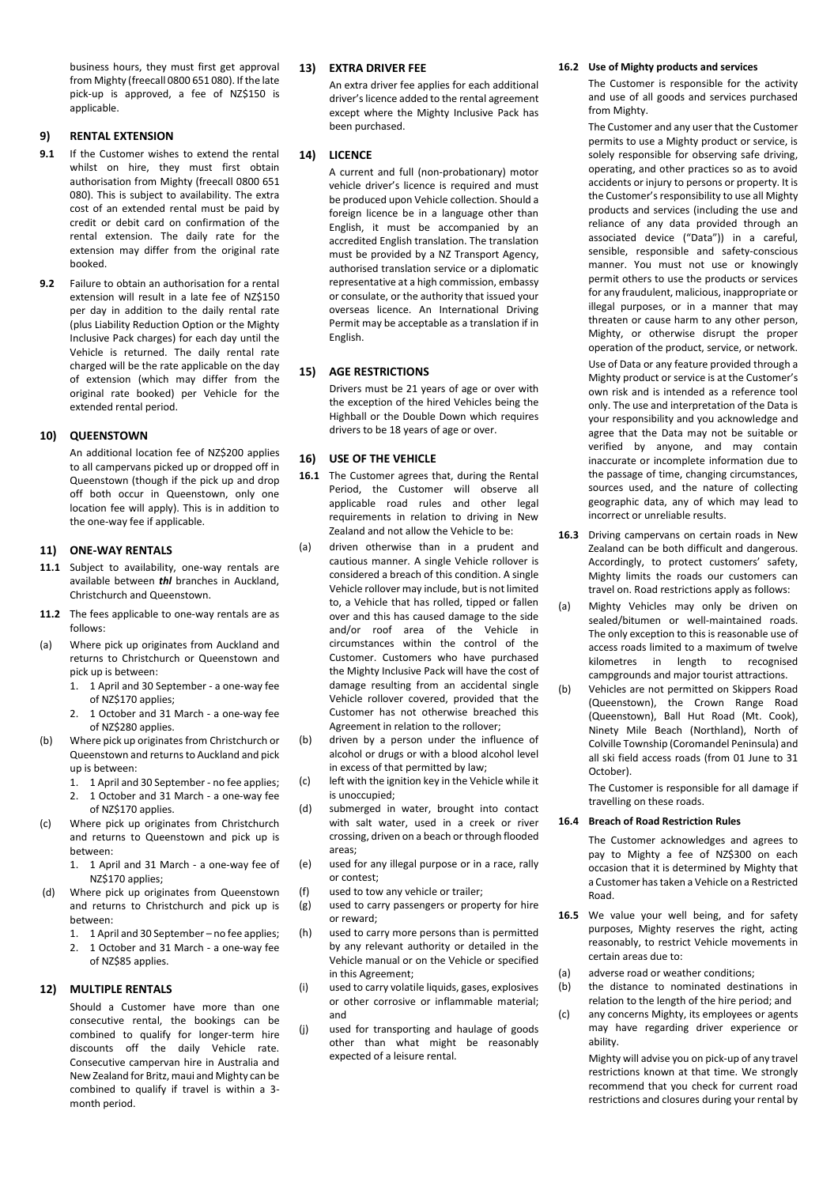business hours, they must first get approval from Mighty (freecall 0800 651 080). If the late pick-up is approved, a fee of NZ$150 is applicable.

## 9) RENTAL EXTENSION

**9.1** If the Customer wishes to extend the rental whilst on hire, they must first obtain authorisation from Mighty (freecall 0800 651 080). This is subject to availability. The extra cost of an extended rental must be paid by credit or debit card on confirmation of the rental extension. The daily rate for the extension may differ from the original rate booked.

**9.2** Failure to obtain an authorisation for a rental extension will result in a late fee of NZ$150 per day in addition to the daily rental rate (plus Liability Reduction Option or the Mighty Inclusive Pack charges) for each day until the Vehicle is returned. The daily rental rate charged will be the rate applicable on the day of extension (which may differ from the original rate booked) per Vehicle for the extended rental period.

## 10) QUEENSTOWN

An additional location fee of NZ$200 applies to all campervans picked up or dropped off in Queenstown (though if the pick up and drop off both occur in Queenstown, only one location fee will apply). This is in addition to the one-way fee if applicable.

## 11) ONE-WAY RENTALS

**11.1** Subject to availability, one-way rentals are available between ***thl*** branches in Auckland, Christchurch and Queenstown.

**11.2** The fees applicable to one-way rentals are as follows:

(a) Where pick up originates from Auckland and returns to Christchurch or Queenstown and pick up is between:
1. 1 April and 30 September - a one-way fee of NZ$170 applies;
2. 1 October and 31 March - a one-way fee of NZ$280 applies.

(b) Where pick up originates from Christchurch or Queenstown and returns to Auckland and pick up is between:
1. 1 April and 30 September - no fee applies;
2. 1 October and 31 March - a one-way fee of NZ$170 applies.

(c) Where pick up originates from Christchurch and returns to Queenstown and pick up is between:
1. 1 April and 31 March - a one-way fee of NZ$170 applies;

(d) Where pick up originates from Queenstown and returns to Christchurch and pick up is between:
1. 1 April and 30 September – no fee applies;
2. 1 October and 31 March - a one-way fee of NZ$85 applies.

## 12) MULTIPLE RENTALS

Should a Customer have more than one consecutive rental, the bookings can be combined to qualify for longer-term hire discounts off the daily Vehicle rate. Consecutive campervan hire in Australia and New Zealand for Britz, maui and Mighty can be combined to qualify if travel is within a 3-month period.

## 13) EXTRA DRIVER FEE

An extra driver fee applies for each additional driver's licence added to the rental agreement except where the Mighty Inclusive Pack has been purchased.

## 14) LICENCE

A current and full (non-probationary) motor vehicle driver's licence is required and must be produced upon Vehicle collection. Should a foreign licence be in a language other than English, it must be accompanied by an accredited English translation. The translation must be provided by a NZ Transport Agency, authorised translation service or a diplomatic representative at a high commission, embassy or consulate, or the authority that issued your overseas licence. An International Driving Permit may be acceptable as a translation if in English.

## 15) AGE RESTRICTIONS

Drivers must be 21 years of age or over with the exception of the hired Vehicles being the Highball or the Double Down which requires drivers to be 18 years of age or over.

## 16) USE OF THE VEHICLE

**16.1** The Customer agrees that, during the Rental Period, the Customer will observe all applicable road rules and other legal requirements in relation to driving in New Zealand and not allow the Vehicle to be:

(a) driven otherwise than in a prudent and cautious manner. A single Vehicle rollover is considered a breach of this condition. A single Vehicle rollover may include, but is not limited to, a Vehicle that has rolled, tipped or fallen over and this has caused damage to the side and/or roof area of the Vehicle in circumstances within the control of the Customer. Customers who have purchased the Mighty Inclusive Pack will have the cost of damage resulting from an accidental single Vehicle rollover covered, provided that the Customer has not otherwise breached this Agreement in relation to the rollover;

(b) driven by a person under the influence of alcohol or drugs or with a blood alcohol level in excess of that permitted by law;

(c) left with the ignition key in the Vehicle while it is unoccupied;

(d) submerged in water, brought into contact with salt water, used in a creek or river crossing, driven on a beach or through flooded areas;

(e) used for any illegal purpose or in a race, rally or contest;

(f) used to tow any vehicle or trailer;

(g) used to carry passengers or property for hire or reward;

(h) used to carry more persons than is permitted by any relevant authority or detailed in the Vehicle manual or on the Vehicle or specified in this Agreement;

(i) used to carry volatile liquids, gases, explosives or other corrosive or inflammable material; and

(j) used for transporting and haulage of goods other than what might be reasonably expected of a leisure rental.

### 16.2 Use of Mighty products and services

The Customer is responsible for the activity and use of all goods and services purchased from Mighty.

The Customer and any user that the Customer permits to use a Mighty product or service, is solely responsible for observing safe driving, operating, and other practices so as to avoid accidents or injury to persons or property. It is the Customer's responsibility to use all Mighty products and services (including the use and reliance of any data provided through an associated device ("Data")) in a careful, sensible, responsible and safety-conscious manner. You must not use or knowingly permit others to use the products or services for any fraudulent, malicious, inappropriate or illegal purposes, or in a manner that may threaten or cause harm to any other person, Mighty, or otherwise disrupt the proper operation of the product, service, or network.

Use of Data or any feature provided through a Mighty product or service is at the Customer's own risk and is intended as a reference tool only. The use and interpretation of the Data is your responsibility and you acknowledge and agree that the Data may not be suitable or verified by anyone, and may contain inaccurate or incomplete information due to the passage of time, changing circumstances, sources used, and the nature of collecting geographic data, any of which may lead to incorrect or unreliable results.

**16.3** Driving campervans on certain roads in New Zealand can be both difficult and dangerous. Accordingly, to protect customers' safety, Mighty limits the roads our customers can travel on. Road restrictions apply as follows:

(a) Mighty Vehicles may only be driven on sealed/bitumen or well-maintained roads. The only exception to this is reasonable use of access roads limited to a maximum of twelve kilometres in length to recognised campgrounds and major tourist attractions.

(b) Vehicles are not permitted on Skippers Road (Queenstown), the Crown Range Road (Queenstown), Ball Hut Road (Mt. Cook), Ninety Mile Beach (Northland), North of Colville Township (Coromandel Peninsula) and all ski field access roads (from 01 June to 31 October).

The Customer is responsible for all damage if travelling on these roads.

### 16.4 Breach of Road Restriction Rules

The Customer acknowledges and agrees to pay to Mighty a fee of NZ$300 on each occasion that it is determined by Mighty that a Customer has taken a Vehicle on a Restricted Road.

**16.5** We value your well being, and for safety purposes, Mighty reserves the right, acting reasonably, to restrict Vehicle movements in certain areas due to:

(a) adverse road or weather conditions;

(b) the distance to nominated destinations in relation to the length of the hire period; and

(c) any concerns Mighty, its employees or agents may have regarding driver experience or ability.

Mighty will advise you on pick-up of any travel restrictions known at that time. We strongly recommend that you check for current road restrictions and closures during your rental by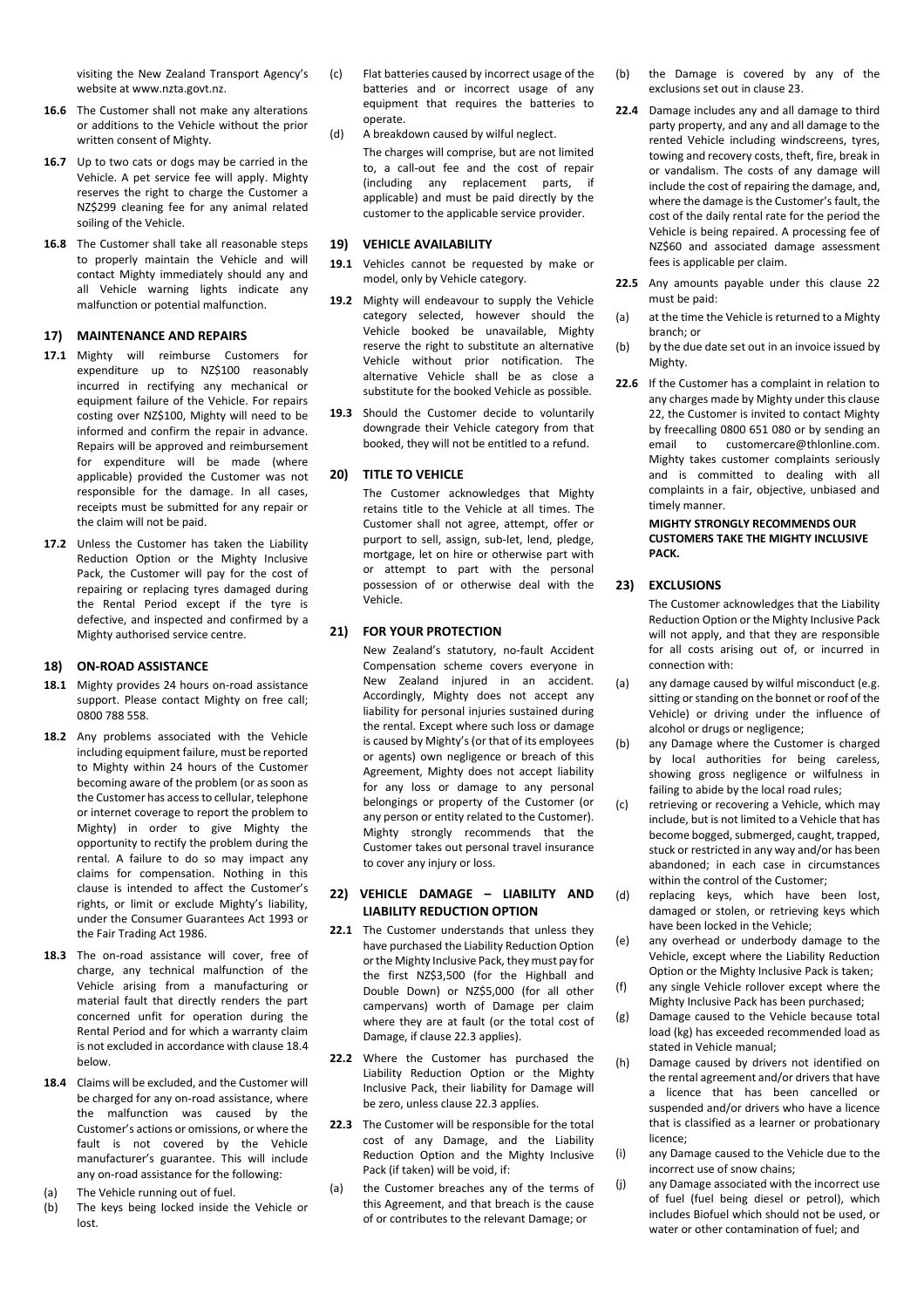visiting the New Zealand Transport Agency's website at www.nzta.govt.nz.

**16.6** The Customer shall not make any alterations or additions to the Vehicle without the prior written consent of Mighty.

**16.7** Up to two cats or dogs may be carried in the Vehicle. A pet service fee will apply. Mighty reserves the right to charge the Customer a NZ$299 cleaning fee for any animal related soiling of the Vehicle.

**16.8** The Customer shall take all reasonable steps to properly maintain the Vehicle and will contact Mighty immediately should any and all Vehicle warning lights indicate any malfunction or potential malfunction.

## 17) MAINTENANCE AND REPAIRS

**17.1** Mighty will reimburse Customers for expenditure up to NZ$100 reasonably incurred in rectifying any mechanical or equipment failure of the Vehicle. For repairs costing over NZ$100, Mighty will need to be informed and confirm the repair in advance. Repairs will be approved and reimbursement for expenditure will be made (where applicable) provided the Customer was not responsible for the damage. In all cases, receipts must be submitted for any repair or the claim will not be paid.

**17.2** Unless the Customer has taken the Liability Reduction Option or the Mighty Inclusive Pack, the Customer will pay for the cost of repairing or replacing tyres damaged during the Rental Period except if the tyre is defective, and inspected and confirmed by a Mighty authorised service centre.

## 18) ON-ROAD ASSISTANCE

**18.1** Mighty provides 24 hours on-road assistance support. Please contact Mighty on free call; 0800 788 558.

**18.2** Any problems associated with the Vehicle including equipment failure, must be reported to Mighty within 24 hours of the Customer becoming aware of the problem (or as soon as the Customer has access to cellular, telephone or internet coverage to report the problem to Mighty) in order to give Mighty the opportunity to rectify the problem during the rental. A failure to do so may impact any claims for compensation. Nothing in this clause is intended to affect the Customer's rights, or limit or exclude Mighty's liability, under the Consumer Guarantees Act 1993 or the Fair Trading Act 1986.

**18.3** The on-road assistance will cover, free of charge, any technical malfunction of the Vehicle arising from a manufacturing or material fault that directly renders the part concerned unfit for operation during the Rental Period and for which a warranty claim is not excluded in accordance with clause 18.4 below.

**18.4** Claims will be excluded, and the Customer will be charged for any on-road assistance, where the malfunction was caused by the Customer's actions or omissions, or where the fault is not covered by the Vehicle manufacturer's guarantee. This will include any on-road assistance for the following:

(a) The Vehicle running out of fuel.

(b) The keys being locked inside the Vehicle or lost.

(c) Flat batteries caused by incorrect usage of the batteries and or incorrect usage of any equipment that requires the batteries to operate.

(d) A breakdown caused by wilful neglect.

The charges will comprise, but are not limited to, a call-out fee and the cost of repair (including any replacement parts, if applicable) and must be paid directly by the customer to the applicable service provider.

## 19) VEHICLE AVAILABILITY

**19.1** Vehicles cannot be requested by make or model, only by Vehicle category.

**19.2** Mighty will endeavour to supply the Vehicle category selected, however should the Vehicle booked be unavailable, Mighty reserve the right to substitute an alternative Vehicle without prior notification. The alternative Vehicle shall be as close a substitute for the booked Vehicle as possible.

**19.3** Should the Customer decide to voluntarily downgrade their Vehicle category from that booked, they will not be entitled to a refund.

## 20) TITLE TO VEHICLE

The Customer acknowledges that Mighty retains title to the Vehicle at all times. The Customer shall not agree, attempt, offer or purport to sell, assign, sub-let, lend, pledge, mortgage, let on hire or otherwise part with or attempt to part with the personal possession of or otherwise deal with the Vehicle.

## 21) FOR YOUR PROTECTION

New Zealand's statutory, no-fault Accident Compensation scheme covers everyone in New Zealand injured in an accident. Accordingly, Mighty does not accept any liability for personal injuries sustained during the rental. Except where such loss or damage is caused by Mighty's (or that of its employees or agents) own negligence or breach of this Agreement, Mighty does not accept liability for any loss or damage to any personal belongings or property of the Customer (or any person or entity related to the Customer). Mighty strongly recommends that the Customer takes out personal travel insurance to cover any injury or loss.

## 22) VEHICLE DAMAGE – LIABILITY AND LIABILITY REDUCTION OPTION

**22.1** The Customer understands that unless they have purchased the Liability Reduction Option or the Mighty Inclusive Pack, they must pay for the first NZ$3,500 (for the Highball and Double Down) or NZ$5,000 (for all other campervans) worth of Damage per claim where they are at fault (or the total cost of Damage, if clause 22.3 applies).

**22.2** Where the Customer has purchased the Liability Reduction Option or the Mighty Inclusive Pack, their liability for Damage will be zero, unless clause 22.3 applies.

**22.3** The Customer will be responsible for the total cost of any Damage, and the Liability Reduction Option and the Mighty Inclusive Pack (if taken) will be void, if:

(a) the Customer breaches any of the terms of this Agreement, and that breach is the cause of or contributes to the relevant Damage; or

(b) the Damage is covered by any of the exclusions set out in clause 23.

**22.4** Damage includes any and all damage to third party property, and any and all damage to the rented Vehicle including windscreens, tyres, towing and recovery costs, theft, fire, break in or vandalism. The costs of any damage will include the cost of repairing the damage, and, where the damage is the Customer's fault, the cost of the daily rental rate for the period the Vehicle is being repaired. A processing fee of NZ$60 and associated damage assessment fees is applicable per claim.

**22.5** Any amounts payable under this clause 22 must be paid:

(a) at the time the Vehicle is returned to a Mighty branch; or

(b) by the due date set out in an invoice issued by Mighty.

**22.6** If the Customer has a complaint in relation to any charges made by Mighty under this clause 22, the Customer is invited to contact Mighty by freecalling 0800 651 080 or by sending an email to customercare@thlonline.com. Mighty takes customer complaints seriously and is committed to dealing with all complaints in a fair, objective, unbiased and timely manner.

**MIGHTY STRONGLY RECOMMENDS OUR CUSTOMERS TAKE THE MIGHTY INCLUSIVE PACK.**

## 23) EXCLUSIONS

The Customer acknowledges that the Liability Reduction Option or the Mighty Inclusive Pack will not apply, and that they are responsible for all costs arising out of, or incurred in connection with:

(a) any damage caused by wilful misconduct (e.g. sitting or standing on the bonnet or roof of the Vehicle) or driving under the influence of alcohol or drugs or negligence;

(b) any Damage where the Customer is charged by local authorities for being careless, showing gross negligence or wilfulness in failing to abide by the local road rules;

(c) retrieving or recovering a Vehicle, which may include, but is not limited to a Vehicle that has become bogged, submerged, caught, trapped, stuck or restricted in any way and/or has been abandoned; in each case in circumstances within the control of the Customer;

(d) replacing keys, which have been lost, damaged or stolen, or retrieving keys which have been locked in the Vehicle;

(e) any overhead or underbody damage to the Vehicle, except where the Liability Reduction Option or the Mighty Inclusive Pack is taken;

(f) any single Vehicle rollover except where the Mighty Inclusive Pack has been purchased;

(g) Damage caused to the Vehicle because total load (kg) has exceeded recommended load as stated in Vehicle manual;

(h) Damage caused by drivers not identified on the rental agreement and/or drivers that have a licence that has been cancelled or suspended and/or drivers who have a licence that is classified as a learner or probationary licence;

(i) any Damage caused to the Vehicle due to the incorrect use of snow chains;

(j) any Damage associated with the incorrect use of fuel (fuel being diesel or petrol), which includes Biofuel which should not be used, or water or other contamination of fuel; and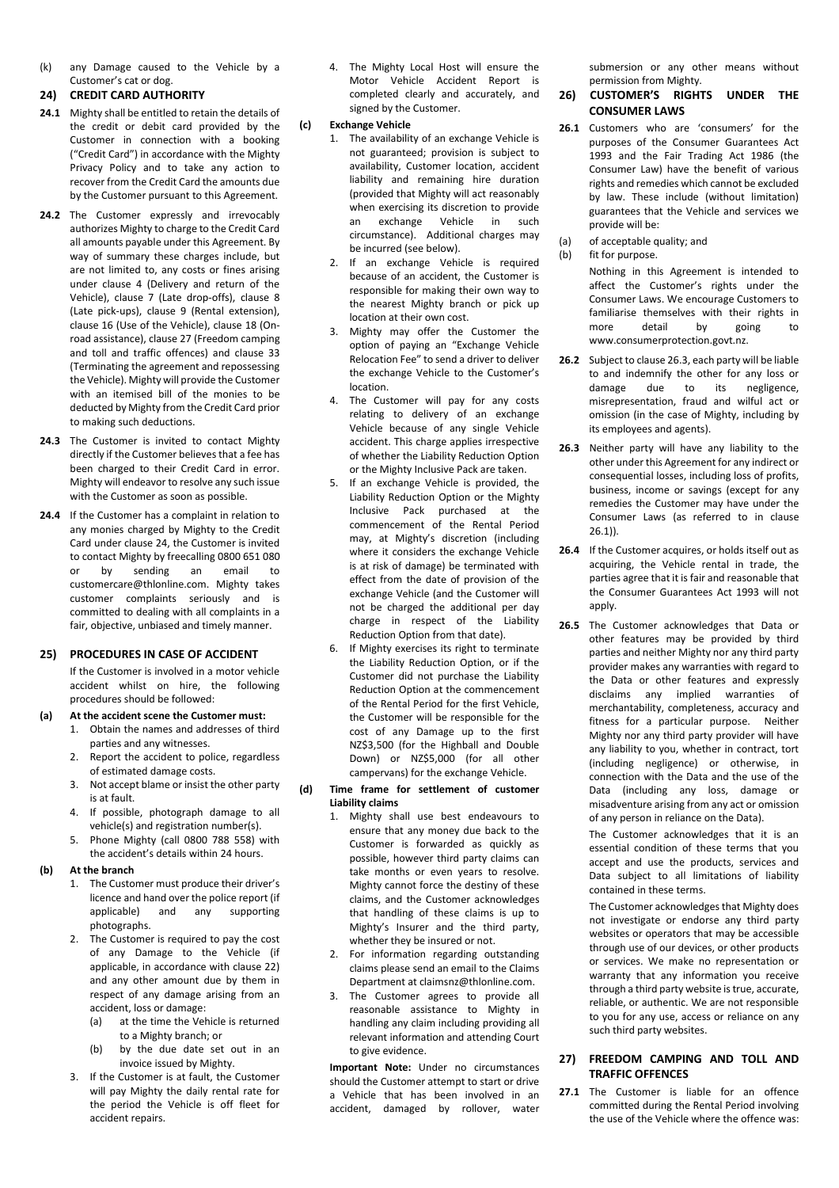(k) any Damage caused to the Vehicle by a Customer's cat or dog.

## 24) CREDIT CARD AUTHORITY

**24.1** Mighty shall be entitled to retain the details of the credit or debit card provided by the Customer in connection with a booking ("Credit Card") in accordance with the Mighty Privacy Policy and to take any action to recover from the Credit Card the amounts due by the Customer pursuant to this Agreement.

**24.2** The Customer expressly and irrevocably authorizes Mighty to charge to the Credit Card all amounts payable under this Agreement. By way of summary these charges include, but are not limited to, any costs or fines arising under clause 4 (Delivery and return of the Vehicle), clause 7 (Late drop-offs), clause 8 (Late pick-ups), clause 9 (Rental extension), clause 16 (Use of the Vehicle), clause 18 (On-road assistance), clause 27 (Freedom camping and toll and traffic offences) and clause 33 (Terminating the agreement and repossessing the Vehicle). Mighty will provide the Customer with an itemised bill of the monies to be deducted by Mighty from the Credit Card prior to making such deductions.

**24.3** The Customer is invited to contact Mighty directly if the Customer believes that a fee has been charged to their Credit Card in error. Mighty will endeavor to resolve any such issue with the Customer as soon as possible.

**24.4** If the Customer has a complaint in relation to any monies charged by Mighty to the Credit Card under clause 24, the Customer is invited to contact Mighty by freecalling 0800 651 080 or by sending an email to customercare@thlonline.com. Mighty takes customer complaints seriously and is committed to dealing with all complaints in a fair, objective, unbiased and timely manner.

## 25) PROCEDURES IN CASE OF ACCIDENT

If the Customer is involved in a motor vehicle accident whilst on hire, the following procedures should be followed:

**(a) At the accident scene the Customer must:**

1. Obtain the names and addresses of third parties and any witnesses.
2. Report the accident to police, regardless of estimated damage costs.
3. Not accept blame or insist the other party is at fault.
4. If possible, photograph damage to all vehicle(s) and registration number(s).
5. Phone Mighty (call 0800 788 558) with the accident's details within 24 hours.

**(b) At the branch**

1. The Customer must produce their driver's licence and hand over the police report (if applicable) and any supporting photographs.
2. The Customer is required to pay the cost of any Damage to the Vehicle (if applicable, in accordance with clause 22) and any other amount due by them in respect of any damage arising from an accident, loss or damage:
   (a) at the time the Vehicle is returned to a Mighty branch; or
   (b) by the due date set out in an invoice issued by Mighty.
3. If the Customer is at fault, the Customer will pay Mighty the daily rental rate for the period the Vehicle is off fleet for accident repairs.
4. The Mighty Local Host will ensure the Motor Vehicle Accident Report is completed clearly and accurately, and signed by the Customer.

**(c) Exchange Vehicle**

1. The availability of an exchange Vehicle is not guaranteed; provision is subject to availability, Customer location, accident liability and remaining hire duration (provided that Mighty will act reasonably when exercising its discretion to provide an exchange Vehicle in such circumstance). Additional charges may be incurred (see below).
2. If an exchange Vehicle is required because of an accident, the Customer is responsible for making their own way to the nearest Mighty branch or pick up location at their own cost.
3. Mighty may offer the Customer the option of paying an "Exchange Vehicle Relocation Fee" to send a driver to deliver the exchange Vehicle to the Customer's location.
4. The Customer will pay for any costs relating to delivery of an exchange Vehicle because of any single Vehicle accident. This charge applies irrespective of whether the Liability Reduction Option or the Mighty Inclusive Pack are taken.
5. If an exchange Vehicle is provided, the Liability Reduction Option or the Mighty Inclusive Pack purchased at the commencement of the Rental Period may, at Mighty's discretion (including where it considers the exchange Vehicle is at risk of damage) be terminated with effect from the date of provision of the exchange Vehicle (and the Customer will not be charged the additional per day charge in respect of the Liability Reduction Option from that date).
6. If Mighty exercises its right to terminate the Liability Reduction Option, or if the Customer did not purchase the Liability Reduction Option at the commencement of the Rental Period for the first Vehicle, the Customer will be responsible for the cost of any Damage up to the first NZ$3,500 (for the Highball and Double Down) or NZ$5,000 (for all other campervans) for the exchange Vehicle.

**(d) Time frame for settlement of customer Liability claims**

1. Mighty shall use best endeavours to ensure that any money due back to the Customer is forwarded as quickly as possible, however third party claims can take months or even years to resolve. Mighty cannot force the destiny of these claims, and the Customer acknowledges that handling of these claims is up to Mighty's Insurer and the third party, whether they be insured or not.
2. For information regarding outstanding claims please send an email to the Claims Department at claimsnz@thlonline.com.
3. The Customer agrees to provide all reasonable assistance to Mighty in handling any claim including providing all relevant information and attending Court to give evidence.

**Important Note:** Under no circumstances should the Customer attempt to start or drive a Vehicle that has been involved in an accident, damaged by rollover, water submersion or any other means without permission from Mighty.

## 26) CUSTOMER'S RIGHTS UNDER THE CONSUMER LAWS

**26.1** Customers who are 'consumers' for the purposes of the Consumer Guarantees Act 1993 and the Fair Trading Act 1986 (the Consumer Law) have the benefit of various rights and remedies which cannot be excluded by law. These include (without limitation) guarantees that the Vehicle and services we provide will be:

(a) of acceptable quality; and
(b) fit for purpose.

Nothing in this Agreement is intended to affect the Customer's rights under the Consumer Laws. We encourage Customers to familiarise themselves with their rights in more detail by going to www.consumerprotection.govt.nz.

**26.2** Subject to clause 26.3, each party will be liable to and indemnify the other for any loss or damage due to its negligence, misrepresentation, fraud and wilful act or omission (in the case of Mighty, including by its employees and agents).

**26.3** Neither party will have any liability to the other under this Agreement for any indirect or consequential losses, including loss of profits, business, income or savings (except for any remedies the Customer may have under the Consumer Laws (as referred to in clause 26.1)).

**26.4** If the Customer acquires, or holds itself out as acquiring, the Vehicle rental in trade, the parties agree that it is fair and reasonable that the Consumer Guarantees Act 1993 will not apply.

**26.5** The Customer acknowledges that Data or other features may be provided by third parties and neither Mighty nor any third party provider makes any warranties with regard to the Data or other features and expressly disclaims any implied warranties of merchantability, completeness, accuracy and fitness for a particular purpose. Neither Mighty nor any third party provider will have any liability to you, whether in contract, tort (including negligence) or otherwise, in connection with the Data and the use of the Data (including any loss, damage or misadventure arising from any act or omission of any person in reliance on the Data).

The Customer acknowledges that it is an essential condition of these terms that you accept and use the products, services and Data subject to all limitations of liability contained in these terms.

The Customer acknowledges that Mighty does not investigate or endorse any third party websites or operators that may be accessible through use of our devices, or other products or services. We make no representation or warranty that any information you receive through a third party website is true, accurate, reliable, or authentic. We are not responsible to you for any use, access or reliance on any such third party websites.

## 27) FREEDOM CAMPING AND TOLL AND TRAFFIC OFFENCES

**27.1** The Customer is liable for an offence committed during the Rental Period involving the use of the Vehicle where the offence was: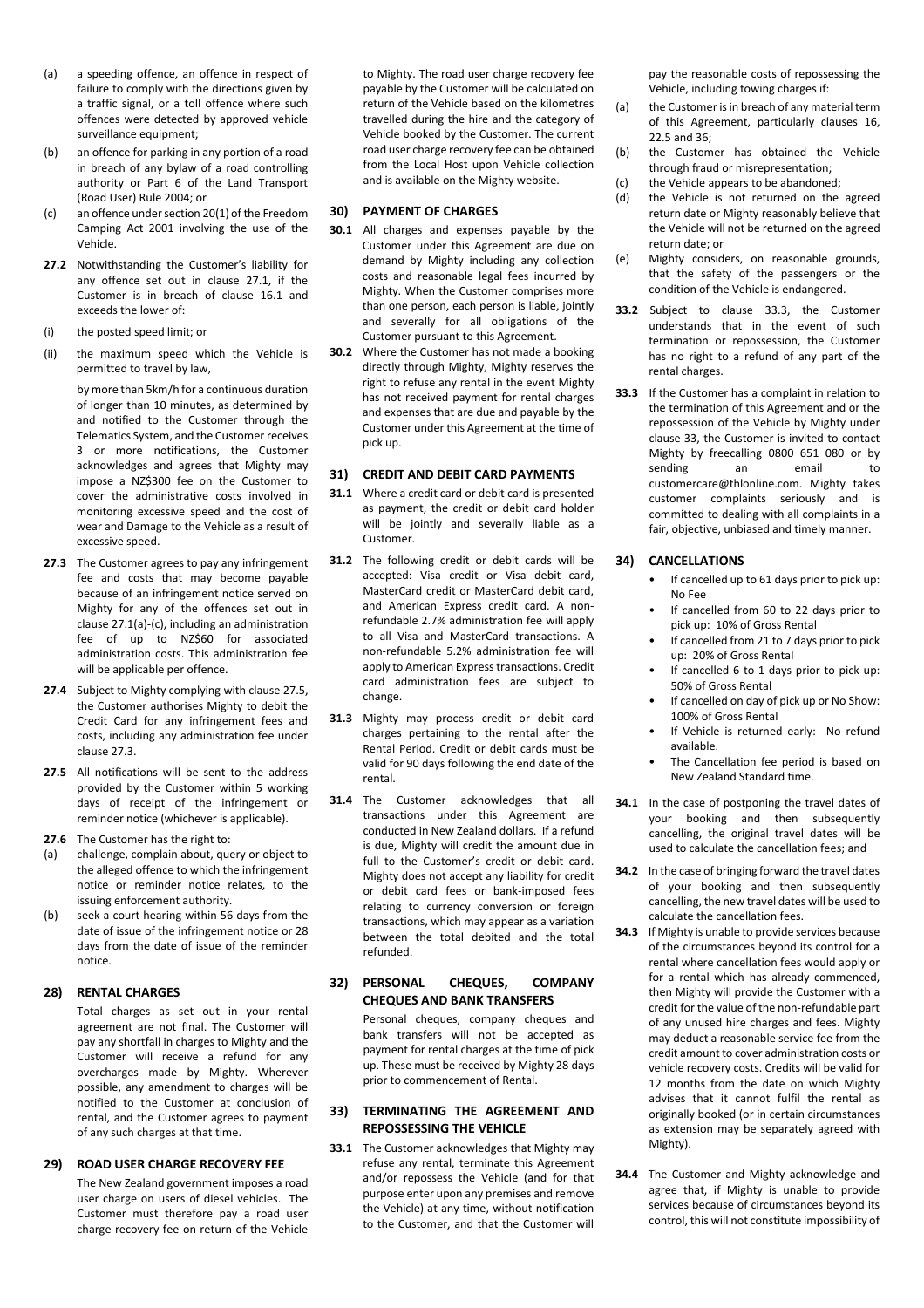(a) a speeding offence, an offence in respect of failure to comply with the directions given by a traffic signal, or a toll offence where such offences were detected by approved vehicle surveillance equipment;

(b) an offence for parking in any portion of a road in breach of any bylaw of a road controlling authority or Part 6 of the Land Transport (Road User) Rule 2004; or

(c) an offence under section 20(1) of the Freedom Camping Act 2001 involving the use of the Vehicle.

**27.2** Notwithstanding the Customer's liability for any offence set out in clause 27.1, if the Customer is in breach of clause 16.1 and exceeds the lower of:

(i) the posted speed limit; or

(ii) the maximum speed which the Vehicle is permitted to travel by law,

by more than 5km/h for a continuous duration of longer than 10 minutes, as determined by and notified to the Customer through the Telematics System, and the Customer receives 3 or more notifications, the Customer acknowledges and agrees that Mighty may impose a NZ$300 fee on the Customer to cover the administrative costs involved in monitoring excessive speed and the cost of wear and Damage to the Vehicle as a result of excessive speed.

**27.3** The Customer agrees to pay any infringement fee and costs that may become payable because of an infringement notice served on Mighty for any of the offences set out in clause 27.1(a)-(c), including an administration fee of up to NZ$60 for associated administration costs. This administration fee will be applicable per offence.

**27.4** Subject to Mighty complying with clause 27.5, the Customer authorises Mighty to debit the Credit Card for any infringement fees and costs, including any administration fee under clause 27.3.

**27.5** All notifications will be sent to the address provided by the Customer within 5 working days of receipt of the infringement or reminder notice (whichever is applicable).

**27.6** The Customer has the right to:

(a) challenge, complain about, query or object to the alleged offence to which the infringement notice or reminder notice relates, to the issuing enforcement authority.

(b) seek a court hearing within 56 days from the date of issue of the infringement notice or 28 days from the date of issue of the reminder notice.

## 28) RENTAL CHARGES

Total charges as set out in your rental agreement are not final. The Customer will pay any shortfall in charges to Mighty and the Customer will receive a refund for any overcharges made by Mighty. Wherever possible, any amendment to charges will be notified to the Customer at conclusion of rental, and the Customer agrees to payment of any such charges at that time.

## 29) ROAD USER CHARGE RECOVERY FEE

The New Zealand government imposes a road user charge on users of diesel vehicles. The Customer must therefore pay a road user charge recovery fee on return of the Vehicle to Mighty. The road user charge recovery fee payable by the Customer will be calculated on return of the Vehicle based on the kilometres travelled during the hire and the category of Vehicle booked by the Customer. The current road user charge recovery fee can be obtained from the Local Host upon Vehicle collection and is available on the Mighty website.

## 30) PAYMENT OF CHARGES

**30.1** All charges and expenses payable by the Customer under this Agreement are due on demand by Mighty including any collection costs and reasonable legal fees incurred by Mighty. When the Customer comprises more than one person, each person is liable, jointly and severally for all obligations of the Customer pursuant to this Agreement.

**30.2** Where the Customer has not made a booking directly through Mighty, Mighty reserves the right to refuse any rental in the event Mighty has not received payment for rental charges and expenses that are due and payable by the Customer under this Agreement at the time of pick up.

## 31) CREDIT AND DEBIT CARD PAYMENTS

**31.1** Where a credit card or debit card is presented as payment, the credit or debit card holder will be jointly and severally liable as a Customer.

**31.2** The following credit or debit cards will be accepted: Visa credit or Visa debit card, MasterCard credit or MasterCard debit card, and American Express credit card. A non-refundable 2.7% administration fee will apply to all Visa and MasterCard transactions. A non-refundable 5.2% administration fee will apply to American Express transactions. Credit card administration fees are subject to change.

**31.3** Mighty may process credit or debit card charges pertaining to the rental after the Rental Period. Credit or debit cards must be valid for 90 days following the end date of the rental.

**31.4** The Customer acknowledges that all transactions under this Agreement are conducted in New Zealand dollars. If a refund is due, Mighty will credit the amount due in full to the Customer's credit or debit card. Mighty does not accept any liability for credit or debit card fees or bank-imposed fees relating to currency conversion or foreign transactions, which may appear as a variation between the total debited and the total refunded.

## 32) PERSONAL CHEQUES, COMPANY CHEQUES AND BANK TRANSFERS

Personal cheques, company cheques and bank transfers will not be accepted as payment for rental charges at the time of pick up. These must be received by Mighty 28 days prior to commencement of Rental.

## 33) TERMINATING THE AGREEMENT AND REPOSSESSING THE VEHICLE

**33.1** The Customer acknowledges that Mighty may refuse any rental, terminate this Agreement and/or repossess the Vehicle (and for that purpose enter upon any premises and remove the Vehicle) at any time, without notification to the Customer, and that the Customer will pay the reasonable costs of repossessing the Vehicle, including towing charges if:

(a) the Customer is in breach of any material term of this Agreement, particularly clauses 16, 22.5 and 36;

(b) the Customer has obtained the Vehicle through fraud or misrepresentation;

(c) the Vehicle appears to be abandoned;

(d) the Vehicle is not returned on the agreed return date or Mighty reasonably believe that the Vehicle will not be returned on the agreed return date; or

(e) Mighty considers, on reasonable grounds, that the safety of the passengers or the condition of the Vehicle is endangered.

**33.2** Subject to clause 33.3, the Customer understands that in the event of such termination or repossession, the Customer has no right to a refund of any part of the rental charges.

**33.3** If the Customer has a complaint in relation to the termination of this Agreement and or the repossession of the Vehicle by Mighty under clause 33, the Customer is invited to contact Mighty by freecalling 0800 651 080 or by sending an email to customercare@thlonline.com. Mighty takes customer complaints seriously and is committed to dealing with all complaints in a fair, objective, unbiased and timely manner.

## 34) CANCELLATIONS

- If cancelled up to 61 days prior to pick up: No Fee
- If cancelled from 60 to 22 days prior to pick up: 10% of Gross Rental
- If cancelled from 21 to 7 days prior to pick up: 20% of Gross Rental
- If cancelled 6 to 1 days prior to pick up: 50% of Gross Rental
- If cancelled on day of pick up or No Show: 100% of Gross Rental
- If Vehicle is returned early: No refund available.
- The Cancellation fee period is based on New Zealand Standard time.

**34.1** In the case of postponing the travel dates of your booking and then subsequently cancelling, the original travel dates will be used to calculate the cancellation fees; and

**34.2** In the case of bringing forward the travel dates of your booking and then subsequently cancelling, the new travel dates will be used to calculate the cancellation fees.

**34.3** If Mighty is unable to provide services because of the circumstances beyond its control for a rental where cancellation fees would apply or for a rental which has already commenced, then Mighty will provide the Customer with a credit for the value of the non-refundable part of any unused hire charges and fees. Mighty may deduct a reasonable service fee from the credit amount to cover administration costs or vehicle recovery costs. Credits will be valid for 12 months from the date on which Mighty advises that it cannot fulfil the rental as originally booked (or in certain circumstances as extension may be separately agreed with Mighty).

**34.4** The Customer and Mighty acknowledge and agree that, if Mighty is unable to provide services because of circumstances beyond its control, this will not constitute impossibility of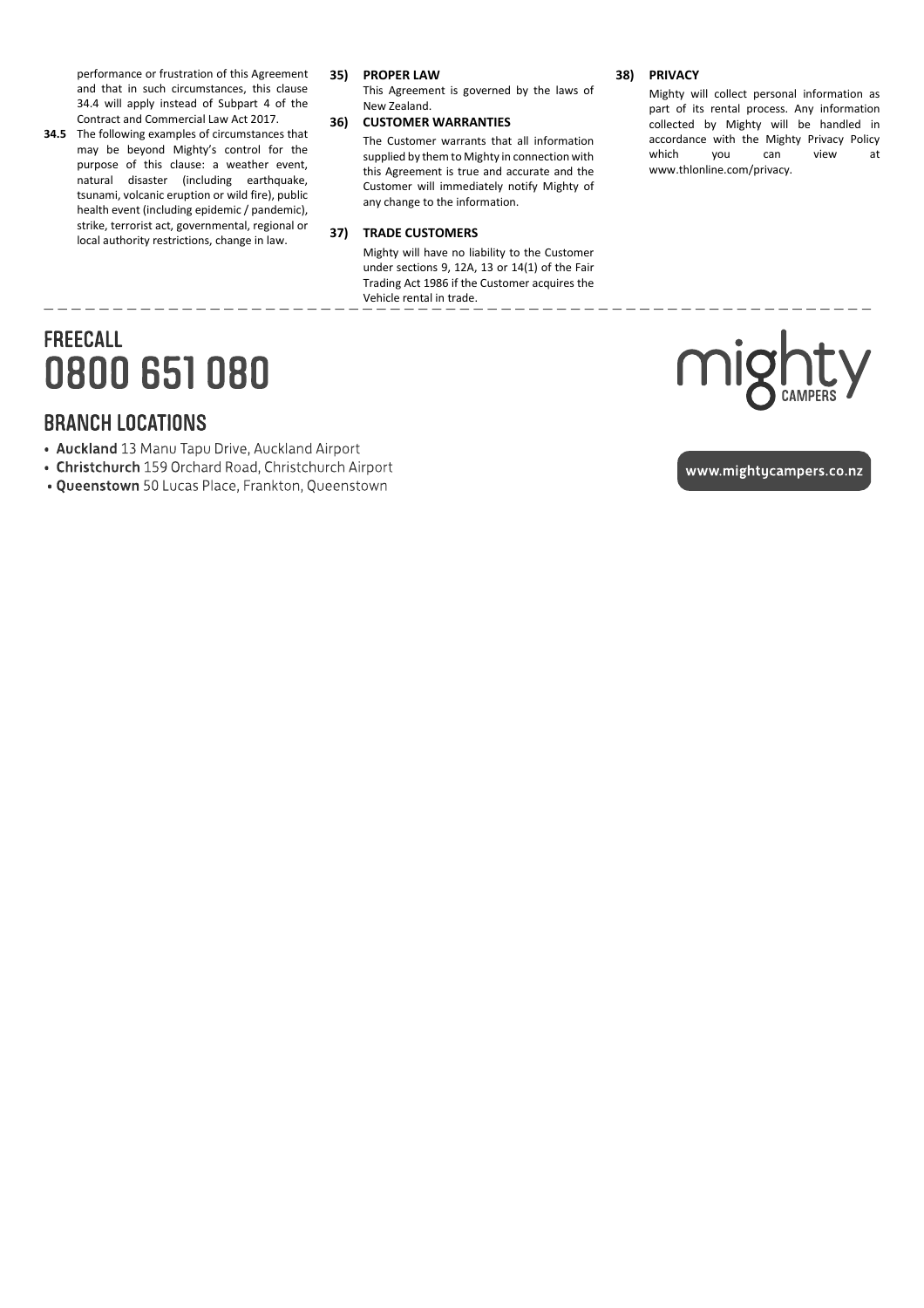performance or frustration of this Agreement and that in such circumstances, this clause 34.4 will apply instead of Subpart 4 of the Contract and Commercial Law Act 2017.

**34.5** The following examples of circumstances that may be beyond Mighty's control for the purpose of this clause: a weather event, natural disaster (including earthquake, tsunami, volcanic eruption or wild fire), public health event (including epidemic / pandemic), strike, terrorist act, governmental, regional or local authority restrictions, change in law.

**35) PROPER LAW**

This Agreement is governed by the laws of New Zealand.

**36) CUSTOMER WARRANTIES**

The Customer warrants that all information supplied by them to Mighty in connection with this Agreement is true and accurate and the Customer will immediately notify Mighty of any change to the information.

**37) TRADE CUSTOMERS**

Mighty will have no liability to the Customer under sections 9, 12A, 13 or 14(1) of the Fair Trading Act 1986 if the Customer acquires the Vehicle rental in trade.

**38) PRIVACY**

Mighty will collect personal information as part of its rental process. Any information collected by Mighty will be handled in accordance with the Mighty Privacy Policy which you can view at www.thlonline.com/privacy.

---

FREECALL

# 0800 651 080

## BRANCH LOCATIONS

- **Auckland** 13 Manu Tapu Drive, Auckland Airport
- **Christchurch** 159 Orchard Road, Christchurch Airport
- **Queenstown** 50 Lucas Place, Frankton, Queenstown

mighty CAMPERS

www.mightycampers.co.nz